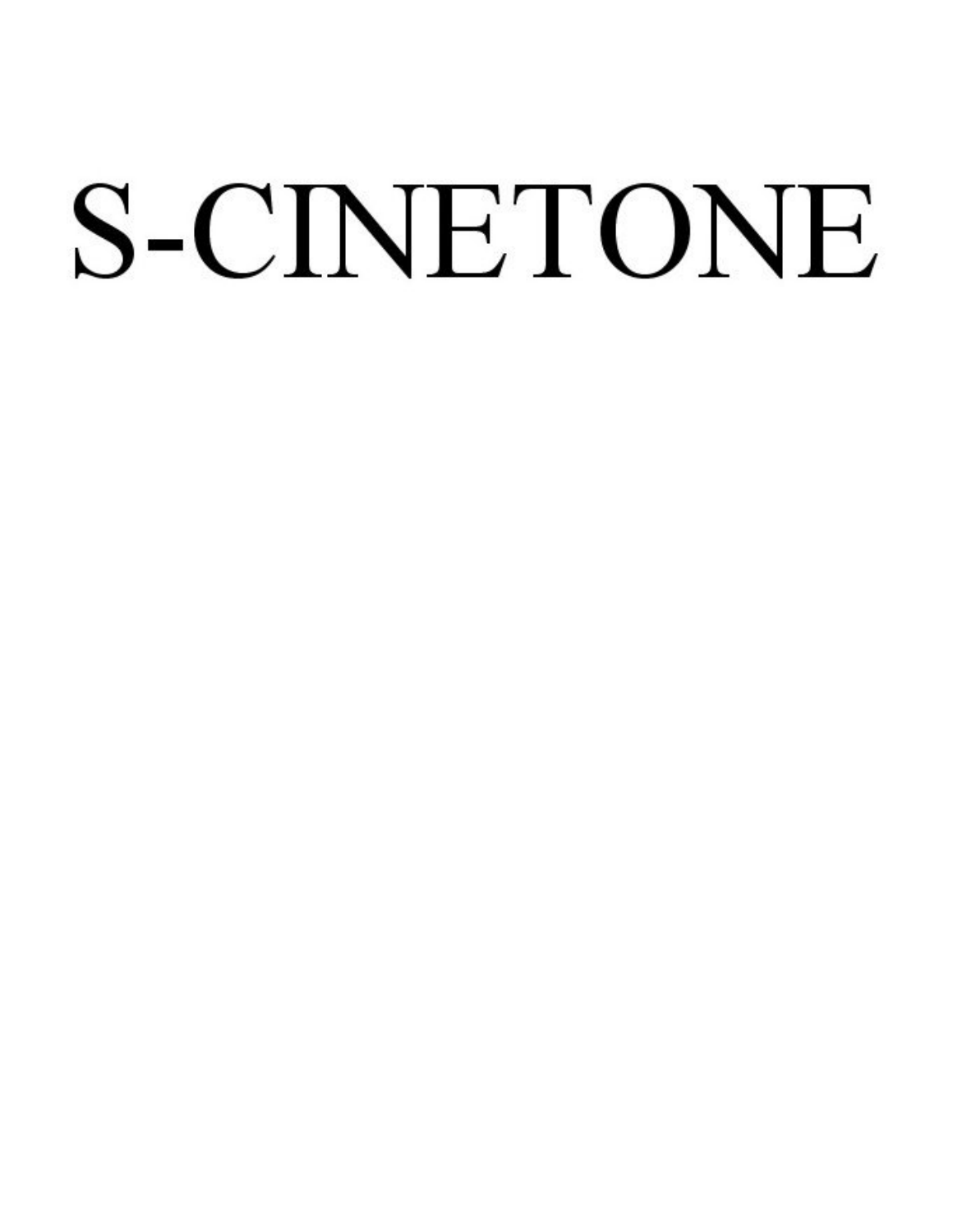# S-CINETONE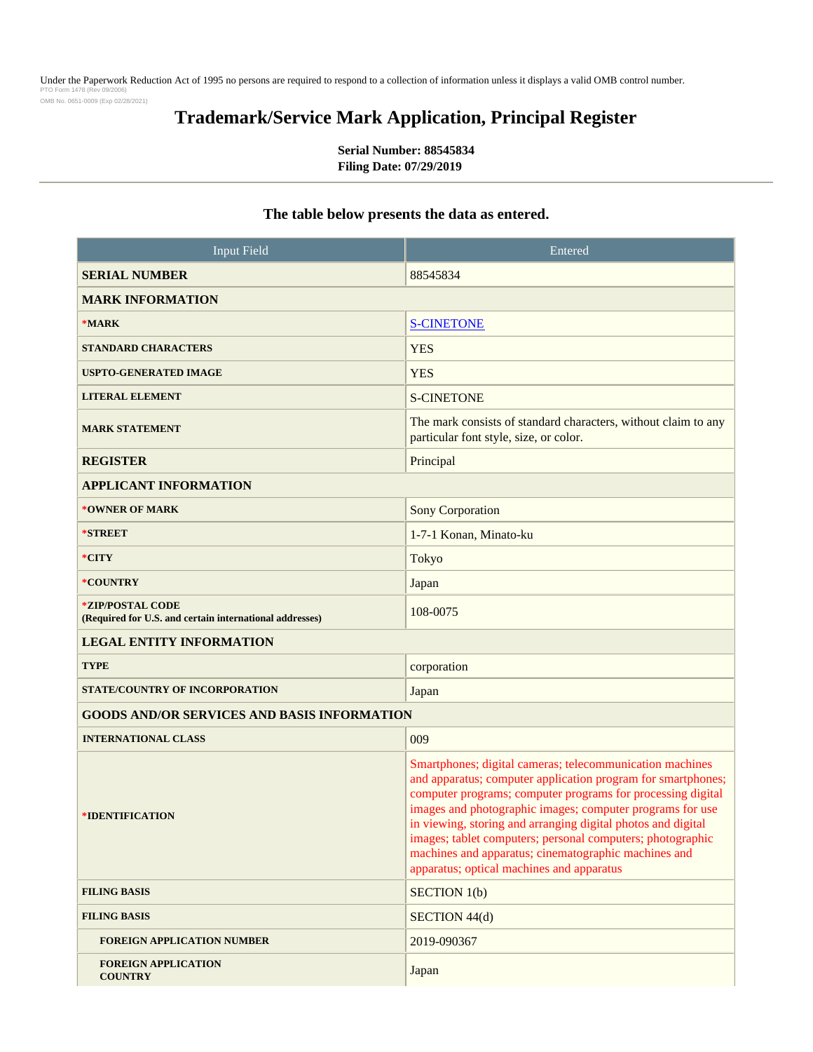Under the Paperwork Reduction Act of 1995 no persons are required to respond to a collection of information unless it displays a valid OMB control number.
PTO Form 1478 (Rev 09/2006)
OMB No. 0651-0009 (Exp 02/28/2021)

# Trademark/Service Mark Application, Principal Register

**Serial Number: 88545834**
**Filing Date: 07/29/2019**

### The table below presents the data as entered.

| Input Field | Entered |
|---|---|
| **SERIAL NUMBER** | 88545834 |
| **MARK INFORMATION** | |
| ***MARK** | S-CINETONE |
| **STANDARD CHARACTERS** | YES |
| **USPTO-GENERATED IMAGE** | YES |
| **LITERAL ELEMENT** | S-CINETONE |
| **MARK STATEMENT** | The mark consists of standard characters, without claim to any particular font style, size, or color. |
| **REGISTER** | Principal |
| **APPLICANT INFORMATION** | |
| ***OWNER OF MARK** | Sony Corporation |
| ***STREET** | 1-7-1 Konan, Minato-ku |
| ***CITY** | Tokyo |
| ***COUNTRY** | Japan |
| ***ZIP/POSTAL CODE** (Required for U.S. and certain international addresses) | 108-0075 |
| **LEGAL ENTITY INFORMATION** | |
| **TYPE** | corporation |
| **STATE/COUNTRY OF INCORPORATION** | Japan |
| **GOODS AND/OR SERVICES AND BASIS INFORMATION** | |
| **INTERNATIONAL CLASS** | 009 |
| ***IDENTIFICATION** | Smartphones; digital cameras; telecommunication machines and apparatus; computer application program for smartphones; computer programs; computer programs for processing digital images and photographic images; computer programs for use in viewing, storing and arranging digital photos and digital images; tablet computers; personal computers; photographic machines and apparatus; cinematographic machines and apparatus; optical machines and apparatus |
| **FILING BASIS** | SECTION 1(b) |
| **FILING BASIS** | SECTION 44(d) |
| **FOREIGN APPLICATION NUMBER** | 2019-090367 |
| **FOREIGN APPLICATION COUNTRY** | Japan |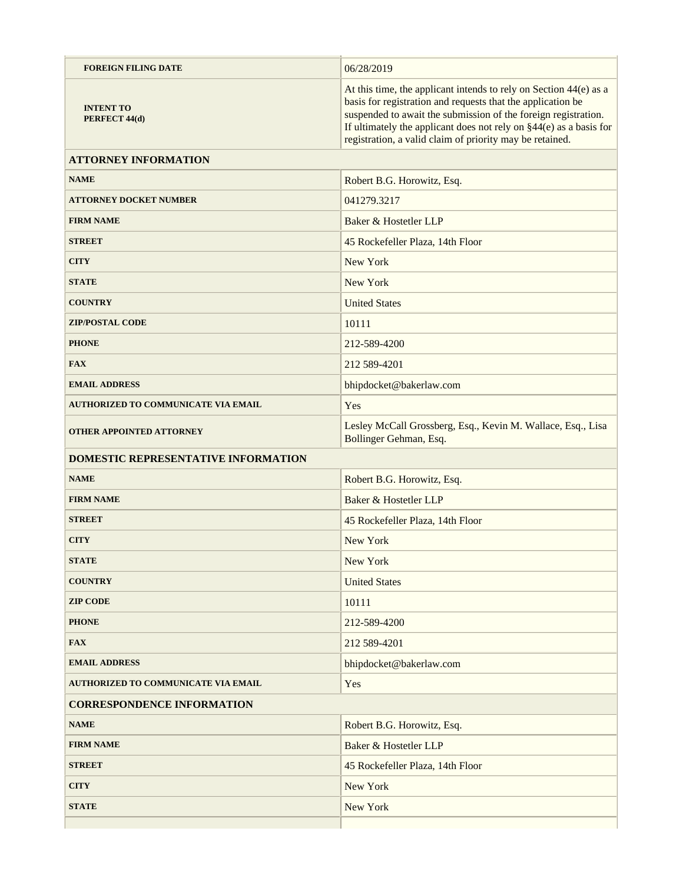| | |
|---|---|
| **FOREIGN FILING DATE** | 06/28/2019 |
| **INTENT TO PERFECT 44(d)** | At this time, the applicant intends to rely on Section 44(e) as a basis for registration and requests that the application be suspended to await the submission of the foreign registration. If ultimately the applicant does not rely on §44(e) as a basis for registration, a valid claim of priority may be retained. |
| **ATTORNEY INFORMATION** | |
| **NAME** | Robert B.G. Horowitz, Esq. |
| **ATTORNEY DOCKET NUMBER** | 041279.3217 |
| **FIRM NAME** | Baker & Hostetler LLP |
| **STREET** | 45 Rockefeller Plaza, 14th Floor |
| **CITY** | New York |
| **STATE** | New York |
| **COUNTRY** | United States |
| **ZIP/POSTAL CODE** | 10111 |
| **PHONE** | 212-589-4200 |
| **FAX** | 212 589-4201 |
| **EMAIL ADDRESS** | bhipdocket@bakerlaw.com |
| **AUTHORIZED TO COMMUNICATE VIA EMAIL** | Yes |
| **OTHER APPOINTED ATTORNEY** | Lesley McCall Grossberg, Esq., Kevin M. Wallace, Esq., Lisa Bollinger Gehman, Esq. |
| **DOMESTIC REPRESENTATIVE INFORMATION** | |
| **NAME** | Robert B.G. Horowitz, Esq. |
| **FIRM NAME** | Baker & Hostetler LLP |
| **STREET** | 45 Rockefeller Plaza, 14th Floor |
| **CITY** | New York |
| **STATE** | New York |
| **COUNTRY** | United States |
| **ZIP CODE** | 10111 |
| **PHONE** | 212-589-4200 |
| **FAX** | 212 589-4201 |
| **EMAIL ADDRESS** | bhipdocket@bakerlaw.com |
| **AUTHORIZED TO COMMUNICATE VIA EMAIL** | Yes |
| **CORRESPONDENCE INFORMATION** | |
| **NAME** | Robert B.G. Horowitz, Esq. |
| **FIRM NAME** | Baker & Hostetler LLP |
| **STREET** | 45 Rockefeller Plaza, 14th Floor |
| **CITY** | New York |
| **STATE** | New York |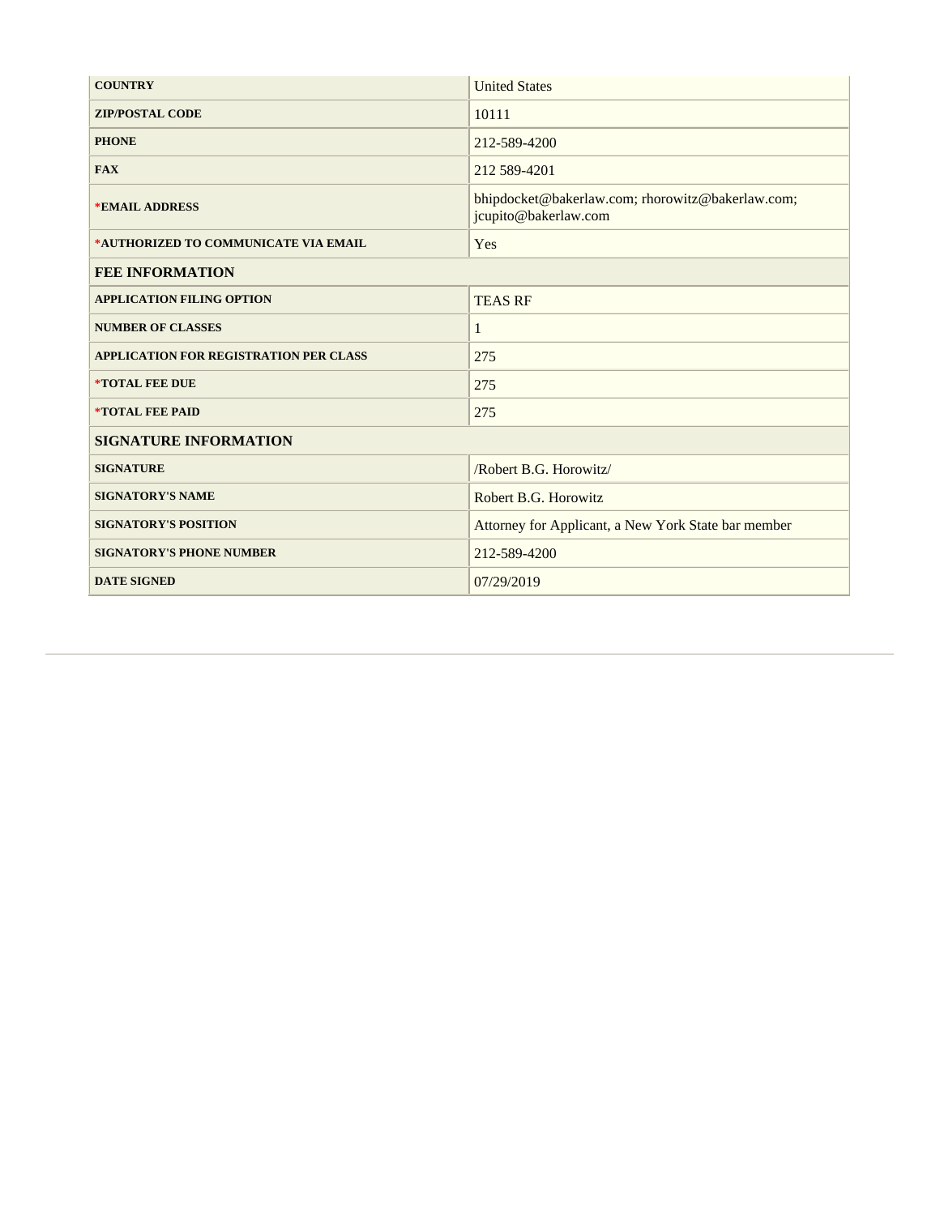| | |
|---|---|
| **COUNTRY** | United States |
| **ZIP/POSTAL CODE** | 10111 |
| **PHONE** | 212-589-4200 |
| **FAX** | 212 589-4201 |
| ***EMAIL ADDRESS** | bhipdocket@bakerlaw.com; rhorowitz@bakerlaw.com; jcupito@bakerlaw.com |
| ***AUTHORIZED TO COMMUNICATE VIA EMAIL** | Yes |
| **FEE INFORMATION** | |
| **APPLICATION FILING OPTION** | TEAS RF |
| **NUMBER OF CLASSES** | 1 |
| **APPLICATION FOR REGISTRATION PER CLASS** | 275 |
| ***TOTAL FEE DUE** | 275 |
| ***TOTAL FEE PAID** | 275 |
| **SIGNATURE INFORMATION** | |
| **SIGNATURE** | /Robert B.G. Horowitz/ |
| **SIGNATORY'S NAME** | Robert B.G. Horowitz |
| **SIGNATORY'S POSITION** | Attorney for Applicant, a New York State bar member |
| **SIGNATORY'S PHONE NUMBER** | 212-589-4200 |
| **DATE SIGNED** | 07/29/2019 |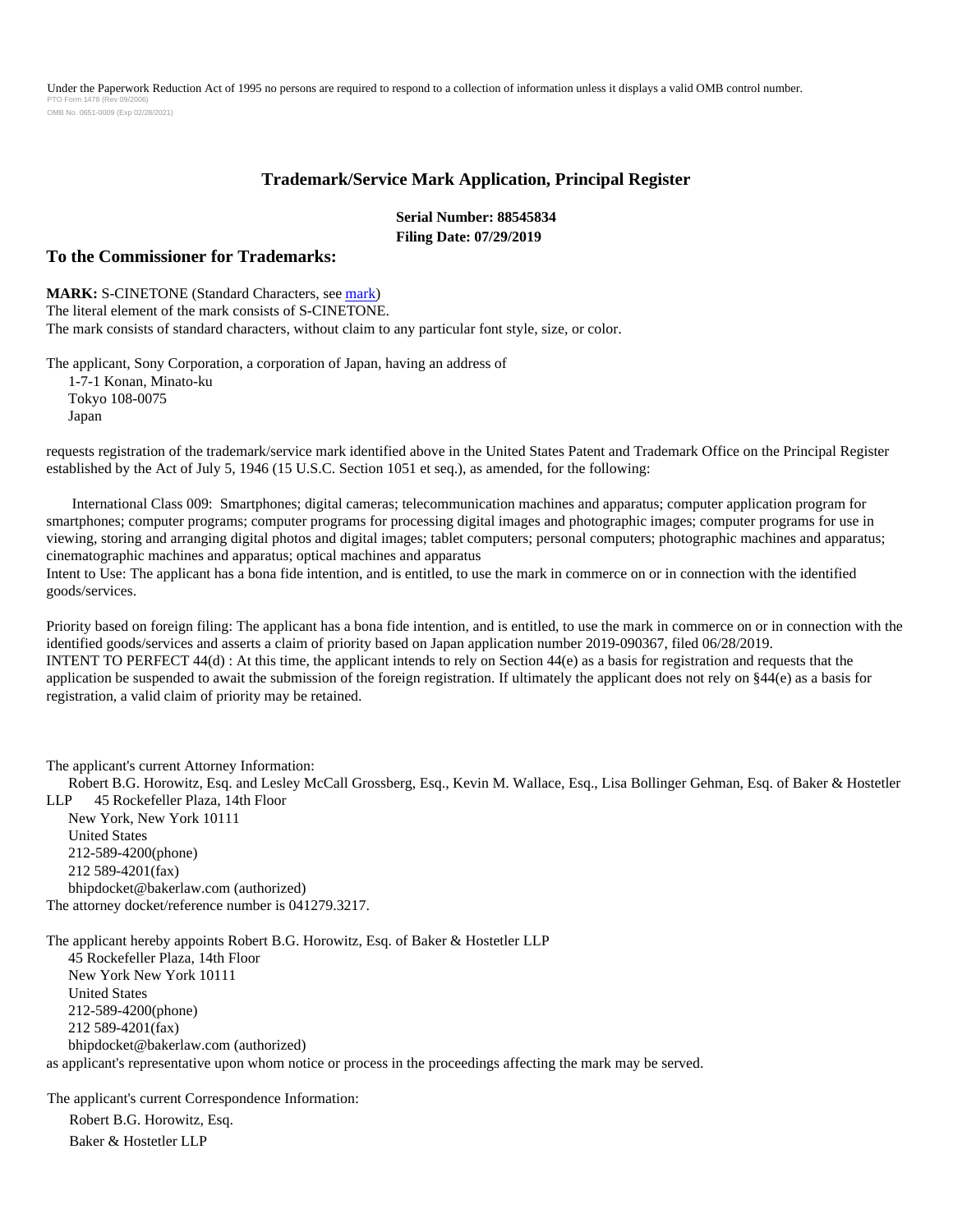Under the Paperwork Reduction Act of 1995 no persons are required to respond to a collection of information unless it displays a valid OMB control number.
PTO Form 1478 (Rev 09/2006)
OMB No. 0651-0009 (Exp 02/28/2021)

## Trademark/Service Mark Application, Principal Register

**Serial Number: 88545834**
**Filing Date: 07/29/2019**

### To the Commissioner for Trademarks:

**MARK:** S-CINETONE (Standard Characters, see mark)
The literal element of the mark consists of S-CINETONE.
The mark consists of standard characters, without claim to any particular font style, size, or color.

The applicant, Sony Corporation, a corporation of Japan, having an address of
1-7-1 Konan, Minato-ku
Tokyo 108-0075
Japan

requests registration of the trademark/service mark identified above in the United States Patent and Trademark Office on the Principal Register established by the Act of July 5, 1946 (15 U.S.C. Section 1051 et seq.), as amended, for the following:

International Class 009: Smartphones; digital cameras; telecommunication machines and apparatus; computer application program for smartphones; computer programs; computer programs for processing digital images and photographic images; computer programs for use in viewing, storing and arranging digital photos and digital images; tablet computers; personal computers; photographic machines and apparatus; cinematographic machines and apparatus; optical machines and apparatus
Intent to Use: The applicant has a bona fide intention, and is entitled, to use the mark in commerce on or in connection with the identified goods/services.

Priority based on foreign filing: The applicant has a bona fide intention, and is entitled, to use the mark in commerce on or in connection with the identified goods/services and asserts a claim of priority based on Japan application number 2019-090367, filed 06/28/2019.
INTENT TO PERFECT 44(d) : At this time, the applicant intends to rely on Section 44(e) as a basis for registration and requests that the application be suspended to await the submission of the foreign registration. If ultimately the applicant does not rely on §44(e) as a basis for registration, a valid claim of priority may be retained.

The applicant's current Attorney Information:
Robert B.G. Horowitz, Esq. and Lesley McCall Grossberg, Esq., Kevin M. Wallace, Esq., Lisa Bollinger Gehman, Esq. of Baker & Hostetler LLP 45 Rockefeller Plaza, 14th Floor
New York, New York 10111
United States
212-589-4200(phone)
212 589-4201(fax)
bhipdocket@bakerlaw.com (authorized)
The attorney docket/reference number is 041279.3217.

The applicant hereby appoints Robert B.G. Horowitz, Esq. of Baker & Hostetler LLP
45 Rockefeller Plaza, 14th Floor
New York New York 10111
United States
212-589-4200(phone)
212 589-4201(fax)
bhipdocket@bakerlaw.com (authorized)
as applicant's representative upon whom notice or process in the proceedings affecting the mark may be served.

The applicant's current Correspondence Information:
Robert B.G. Horowitz, Esq.
Baker & Hostetler LLP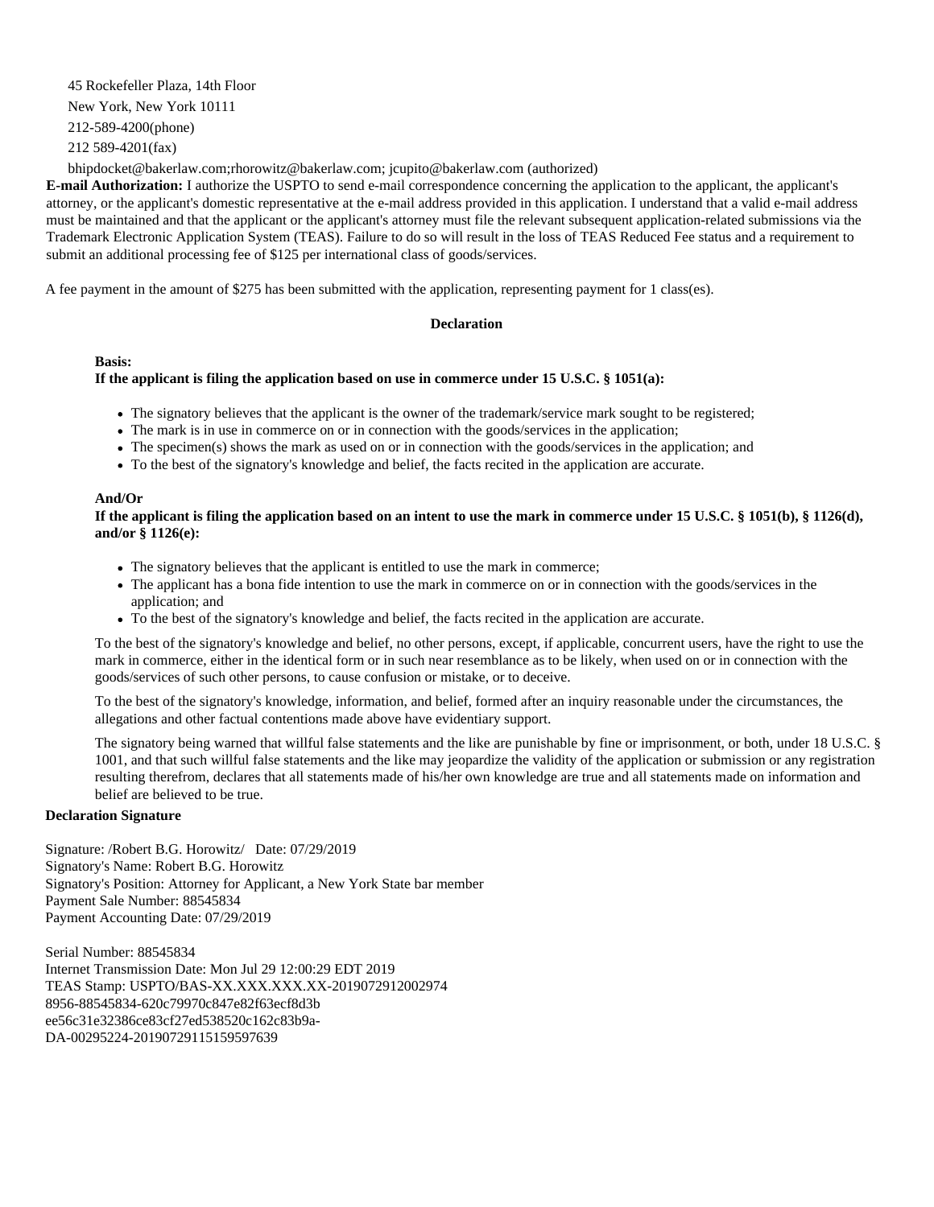45 Rockefeller Plaza, 14th Floor
New York, New York 10111
212-589-4200(phone)
212 589-4201(fax)

bhipdocket@bakerlaw.com;rhorowitz@bakerlaw.com; jcupito@bakerlaw.com (authorized)

**E-mail Authorization:** I authorize the USPTO to send e-mail correspondence concerning the application to the applicant, the applicant's attorney, or the applicant's domestic representative at the e-mail address provided in this application. I understand that a valid e-mail address must be maintained and that the applicant or the applicant's attorney must file the relevant subsequent application-related submissions via the Trademark Electronic Application System (TEAS). Failure to do so will result in the loss of TEAS Reduced Fee status and a requirement to submit an additional processing fee of $125 per international class of goods/services.

A fee payment in the amount of $275 has been submitted with the application, representing payment for 1 class(es).

**Declaration**

**Basis:**
**If the applicant is filing the application based on use in commerce under 15 U.S.C. § 1051(a):**

- The signatory believes that the applicant is the owner of the trademark/service mark sought to be registered;
- The mark is in use in commerce on or in connection with the goods/services in the application;
- The specimen(s) shows the mark as used on or in connection with the goods/services in the application; and
- To the best of the signatory's knowledge and belief, the facts recited in the application are accurate.

**And/Or**
**If the applicant is filing the application based on an intent to use the mark in commerce under 15 U.S.C. § 1051(b), § 1126(d), and/or § 1126(e):**

- The signatory believes that the applicant is entitled to use the mark in commerce;
- The applicant has a bona fide intention to use the mark in commerce on or in connection with the goods/services in the application; and
- To the best of the signatory's knowledge and belief, the facts recited in the application are accurate.

To the best of the signatory's knowledge and belief, no other persons, except, if applicable, concurrent users, have the right to use the mark in commerce, either in the identical form or in such near resemblance as to be likely, when used on or in connection with the goods/services of such other persons, to cause confusion or mistake, or to deceive.

To the best of the signatory's knowledge, information, and belief, formed after an inquiry reasonable under the circumstances, the allegations and other factual contentions made above have evidentiary support.

The signatory being warned that willful false statements and the like are punishable by fine or imprisonment, or both, under 18 U.S.C. § 1001, and that such willful false statements and the like may jeopardize the validity of the application or submission or any registration resulting therefrom, declares that all statements made of his/her own knowledge are true and all statements made on information and belief are believed to be true.

**Declaration Signature**

Signature: /Robert B.G. Horowitz/ Date: 07/29/2019
Signatory's Name: Robert B.G. Horowitz
Signatory's Position: Attorney for Applicant, a New York State bar member
Payment Sale Number: 88545834
Payment Accounting Date: 07/29/2019

Serial Number: 88545834
Internet Transmission Date: Mon Jul 29 12:00:29 EDT 2019
TEAS Stamp: USPTO/BAS-XX.XXX.XXX.XX-2019072912002974
8956-88545834-620c79970c847e82f63ecf8d3b
ee56c31e32386ce83cf27ed538520c162c83b9a-
DA-00295224-20190729115159597639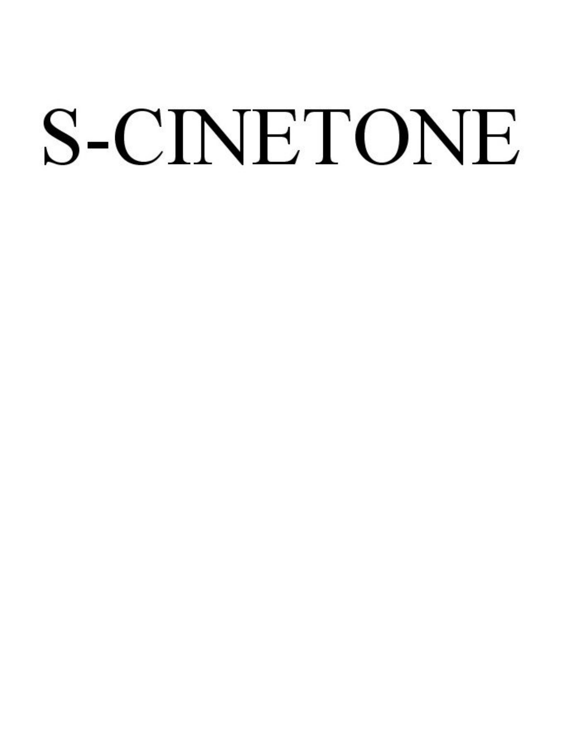# S-CINETONE